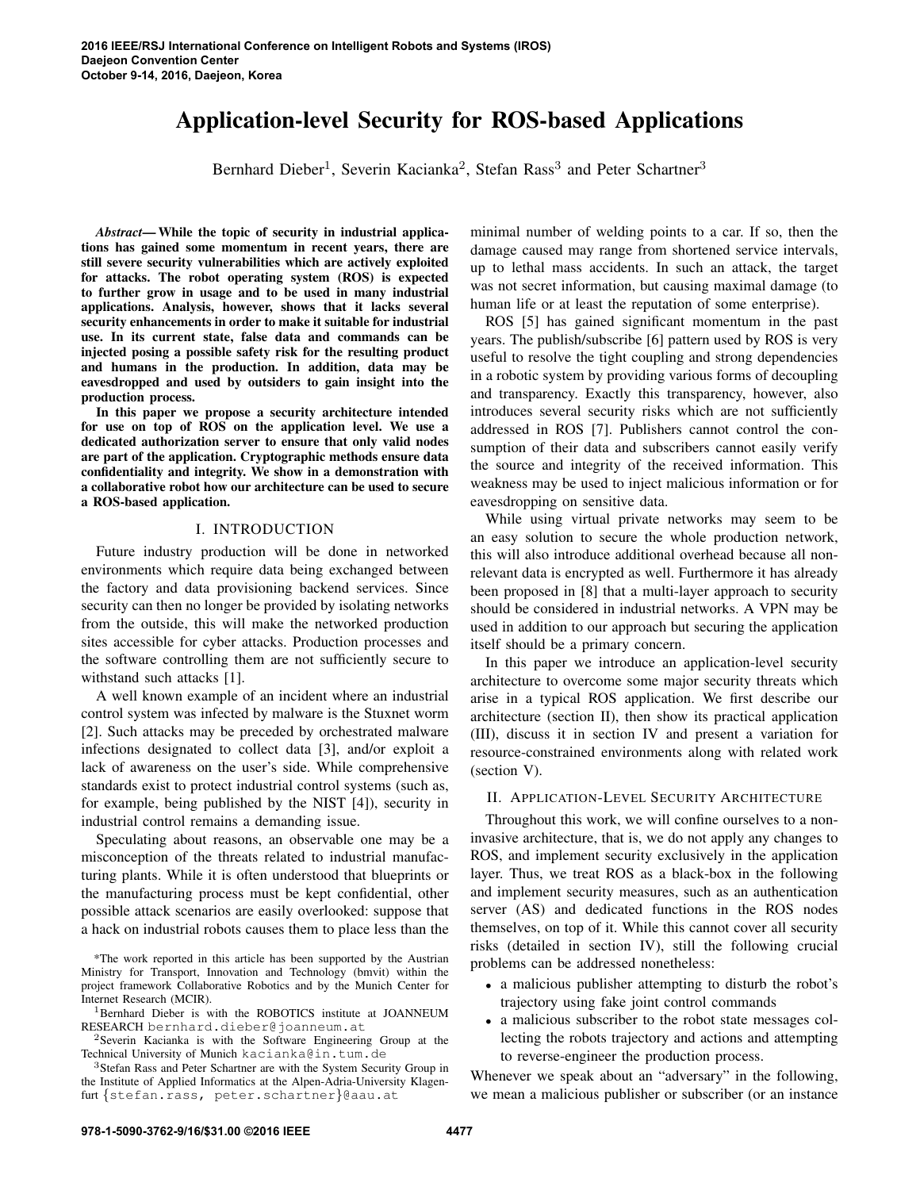# Application-level Security for ROS-based Applications

Bernhard Dieber[1], Severin Kacianka[2], Stefan Rass[3] and Peter Schartner[3]

***Abstract*— While the topic of security in industrial applications has gained some momentum in recent years, there are still severe security vulnerabilities which are actively exploited for attacks. The robot operating system (ROS) is expected to further grow in usage and to be used in many industrial applications. Analysis, however, shows that it lacks several security enhancements in order to make it suitable for industrial use. In its current state, false data and commands can be injected posing a possible safety risk for the resulting product and humans in the production. In addition, data may be eavesdropped and used by outsiders to gain insight into the production process.**

**In this paper we propose a security architecture intended for use on top of ROS on the application level. We use a dedicated authorization server to ensure that only valid nodes are part of the application. Cryptographic methods ensure data confidentiality and integrity. We show in a demonstration with a collaborative robot how our architecture can be used to secure a ROS-based application.**

## I. INTRODUCTION

Future industry production will be done in networked environments which require data being exchanged between the factory and data provisioning backend services. Since security can then no longer be provided by isolating networks from the outside, this will make the networked production sites accessible for cyber attacks. Production processes and the software controlling them are not sufficiently secure to withstand such attacks [1].

A well known example of an incident where an industrial control system was infected by malware is the Stuxnet worm [2]. Such attacks may be preceded by orchestrated malware infections designated to collect data [3], and/or exploit a lack of awareness on the user's side. While comprehensive standards exist to protect industrial control systems (such as, for example, being published by the NIST [4]), security in industrial control remains a demanding issue.

Speculating about reasons, an observable one may be a misconception of the threats related to industrial manufacturing plants. While it is often understood that blueprints or the manufacturing process must be kept confidential, other possible attack scenarios are easily overlooked: suppose that a hack on industrial robots causes them to place less than the minimal number of welding points to a car. If so, then the damage caused may range from shortened service intervals, up to lethal mass accidents. In such an attack, the target was not secret information, but causing maximal damage (to human life or at least the reputation of some enterprise).

ROS [5] has gained significant momentum in the past years. The publish/subscribe [6] pattern used by ROS is very useful to resolve the tight coupling and strong dependencies in a robotic system by providing various forms of decoupling and transparency. Exactly this transparency, however, also introduces several security risks which are not sufficiently addressed in ROS [7]. Publishers cannot control the consumption of their data and subscribers cannot easily verify the source and integrity of the received information. This weakness may be used to inject malicious information or for eavesdropping on sensitive data.

While using virtual private networks may seem to be an easy solution to secure the whole production network, this will also introduce additional overhead because all non-relevant data is encrypted as well. Furthermore it has already been proposed in [8] that a multi-layer approach to security should be considered in industrial networks. A VPN may be used in addition to our approach but securing the application itself should be a primary concern.

In this paper we introduce an application-level security architecture to overcome some major security threats which arise in a typical ROS application. We first describe our architecture (section II), then show its practical application (III), discuss it in section IV and present a variation for resource-constrained environments along with related work (section V).

## II. APPLICATION-LEVEL SECURITY ARCHITECTURE

Throughout this work, we will confine ourselves to a non-invasive architecture, that is, we do not apply any changes to ROS, and implement security exclusively in the application layer. Thus, we treat ROS as a black-box in the following and implement security measures, such as an authentication server (AS) and dedicated functions in the ROS nodes themselves, on top of it. While this cannot cover all security risks (detailed in section IV), still the following crucial problems can be addressed nonetheless:

- a malicious publisher attempting to disturb the robot's trajectory using fake joint control commands
- a malicious subscriber to the robot state messages collecting the robots trajectory and actions and attempting to reverse-engineer the production process.

Whenever we speak about an "adversary" in the following, we mean a malicious publisher or subscriber (or an instance

---

*The work reported in this article has been supported by the Austrian Ministry for Transport, Innovation and Technology (bmvit) within the project framework Collaborative Robotics and by the Munich Center for Internet Research (MCIR).

[1]Bernhard Dieber is with the ROBOTICS institute at JOANNEUM RESEARCH bernhard.dieber@joanneum.at

[2]Severin Kacianka is with the Software Engineering Group at the Technical University of Munich kacianka@in.tum.de

[3]Stefan Rass and Peter Schartner are with the System Security Group in the Institute of Applied Informatics at the Alpen-Adria-University Klagenfurt {stefan.rass, peter.schartner}@aau.at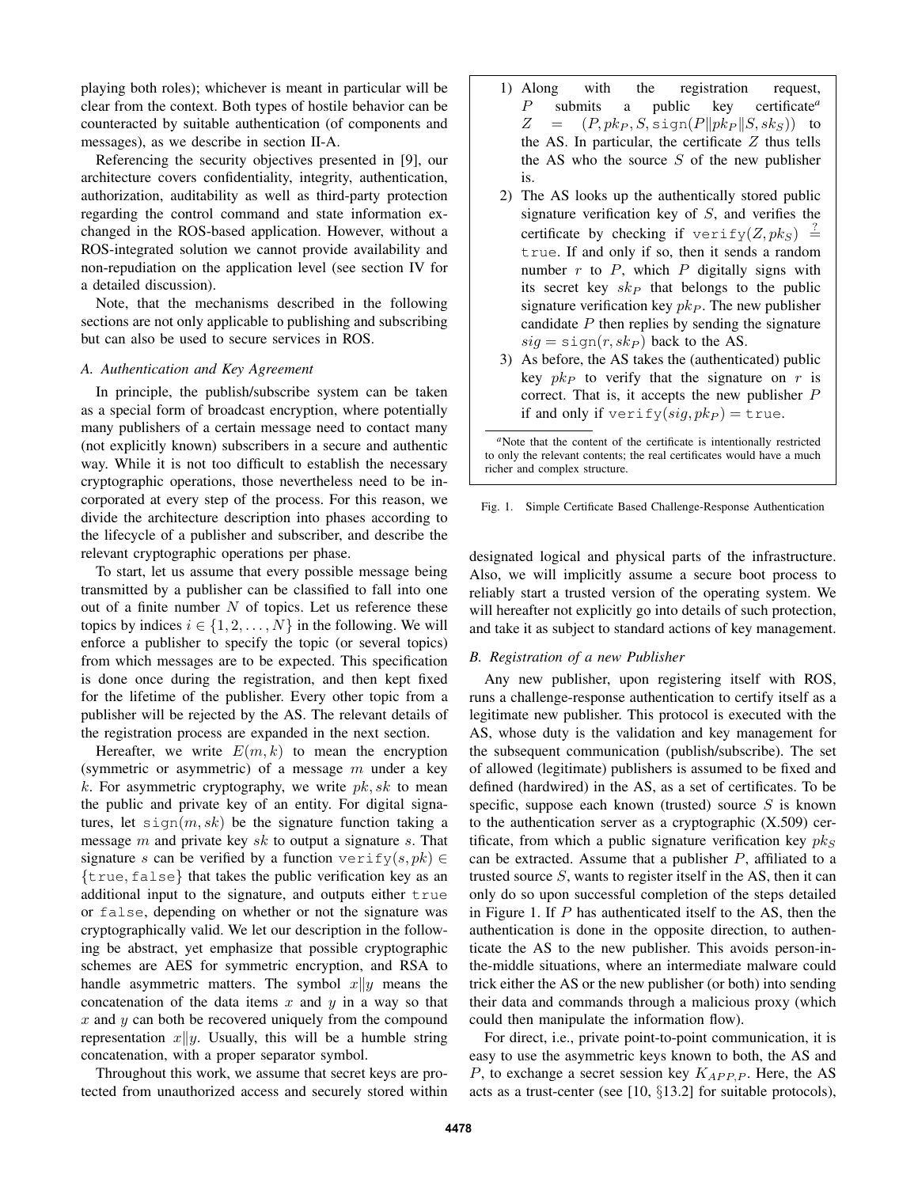playing both roles); whichever is meant in particular will be clear from the context. Both types of hostile behavior can be counteracted by suitable authentication (of components and messages), as we describe in section II-A.

Referencing the security objectives presented in [9], our architecture covers confidentiality, integrity, authentication, authorization, auditability as well as third-party protection regarding the control command and state information exchanged in the ROS-based application. However, without a ROS-integrated solution we cannot provide availability and non-repudiation on the application level (see section IV for a detailed discussion).

Note, that the mechanisms described in the following sections are not only applicable to publishing and subscribing but can also be used to secure services in ROS.

### A. Authentication and Key Agreement

In principle, the publish/subscribe system can be taken as a special form of broadcast encryption, where potentially many publishers of a certain message need to contact many (not explicitly known) subscribers in a secure and authentic way. While it is not too difficult to establish the necessary cryptographic operations, those nevertheless need to be incorporated at every step of the process. For this reason, we divide the architecture description into phases according to the lifecycle of a publisher and subscriber, and describe the relevant cryptographic operations per phase.

To start, let us assume that every possible message being transmitted by a publisher can be classified to fall into one out of a finite number $N$ of topics. Let us reference these topics by indices $i \in \{1, 2, \ldots, N\}$ in the following. We will enforce a publisher to specify the topic (or several topics) from which messages are to be expected. This specification is done once during the registration, and then kept fixed for the lifetime of the publisher. Every other topic from a publisher will be rejected by the AS. The relevant details of the registration process are expanded in the next section.

Hereafter, we write $E(m, k)$ to mean the encryption (symmetric or asymmetric) of a message $m$ under a key $k$. For asymmetric cryptography, we write $pk, sk$ to mean the public and private key of an entity. For digital signatures, let $\texttt{sign}(m, sk)$ be the signature function taking a message $m$ and private key $sk$ to output a signature $s$. That signature $s$ can be verified by a function $\texttt{verify}(s, pk) \in \{\texttt{true}, \texttt{false}\}$ that takes the public verification key as an additional input to the signature, and outputs either $\texttt{true}$ or $\texttt{false}$, depending on whether or not the signature was cryptographically valid. We let our description in the following be abstract, yet emphasize that possible cryptographic schemes are AES for symmetric encryption, and RSA to handle asymmetric matters. The symbol $x \| y$ means the concatenation of the data items $x$ and $y$ in a way so that $x$ and $y$ can both be recovered uniquely from the compound representation $x \| y$. Usually, this will be a humble string concatenation, with a proper separator symbol.

Throughout this work, we assume that secret keys are protected from unauthorized access and securely stored within designated logical and physical parts of the infrastructure. Also, we will implicitly assume a secure boot process to reliably start a trusted version of the operating system. We will hereafter not explicitly go into details of such protection, and take it as subject to standard actions of key management.

1) Along with the registration request, $P$ submits a public key certificate[a] $Z = (P, pk_P, S, \texttt{sign}(P \| pk_P \| S, sk_S))$ to the AS. In particular, the certificate $Z$ thus tells the AS who the source $S$ of the new publisher is.
2) The AS looks up the authentically stored public signature verification key of $S$, and verifies the certificate by checking if $\texttt{verify}(Z, pk_S) \stackrel{?}{=} \texttt{true}$. If and only if so, then it sends a random number $r$ to $P$, which $P$ digitally signs with its secret key $sk_P$ that belongs to the public signature verification key $pk_P$. The new publisher candidate $P$ then replies by sending the signature $sig = \texttt{sign}(r, sk_P)$ back to the AS.
3) As before, the AS takes the (authenticated) public key $pk_P$ to verify that the signature on $r$ is correct. That is, it accepts the new publisher $P$ if and only if $\texttt{verify}(sig, pk_P) = \texttt{true}$.

[a]Note that the content of the certificate is intentionally restricted to only the relevant contents; the real certificates would have a much richer and complex structure.

Fig. 1. Simple Certificate Based Challenge-Response Authentication

### B. Registration of a new Publisher

Any new publisher, upon registering itself with ROS, runs a challenge-response authentication to certify itself as a legitimate new publisher. This protocol is executed with the AS, whose duty is the validation and key management for the subsequent communication (publish/subscribe). The set of allowed (legitimate) publishers is assumed to be fixed and defined (hardwired) in the AS, as a set of certificates. To be specific, suppose each known (trusted) source $S$ is known to the authentication server as a cryptographic (X.509) certificate, from which a public signature verification key $pk_S$ can be extracted. Assume that a publisher $P$, affiliated to a trusted source $S$, wants to register itself in the AS, then it can only do so upon successful completion of the steps detailed in Figure 1. If $P$ has authenticated itself to the AS, then the authentication is done in the opposite direction, to authenticate the AS to the new publisher. This avoids person-in-the-middle situations, where an intermediate malware could trick either the AS or the new publisher (or both) into sending their data and commands through a malicious proxy (which could then manipulate the information flow).

For direct, i.e., private point-to-point communication, it is easy to use the asymmetric keys known to both, the AS and $P$, to exchange a secret session key $K_{APP,P}$. Here, the AS acts as a trust-center (see [10, §13.2] for suitable protocols),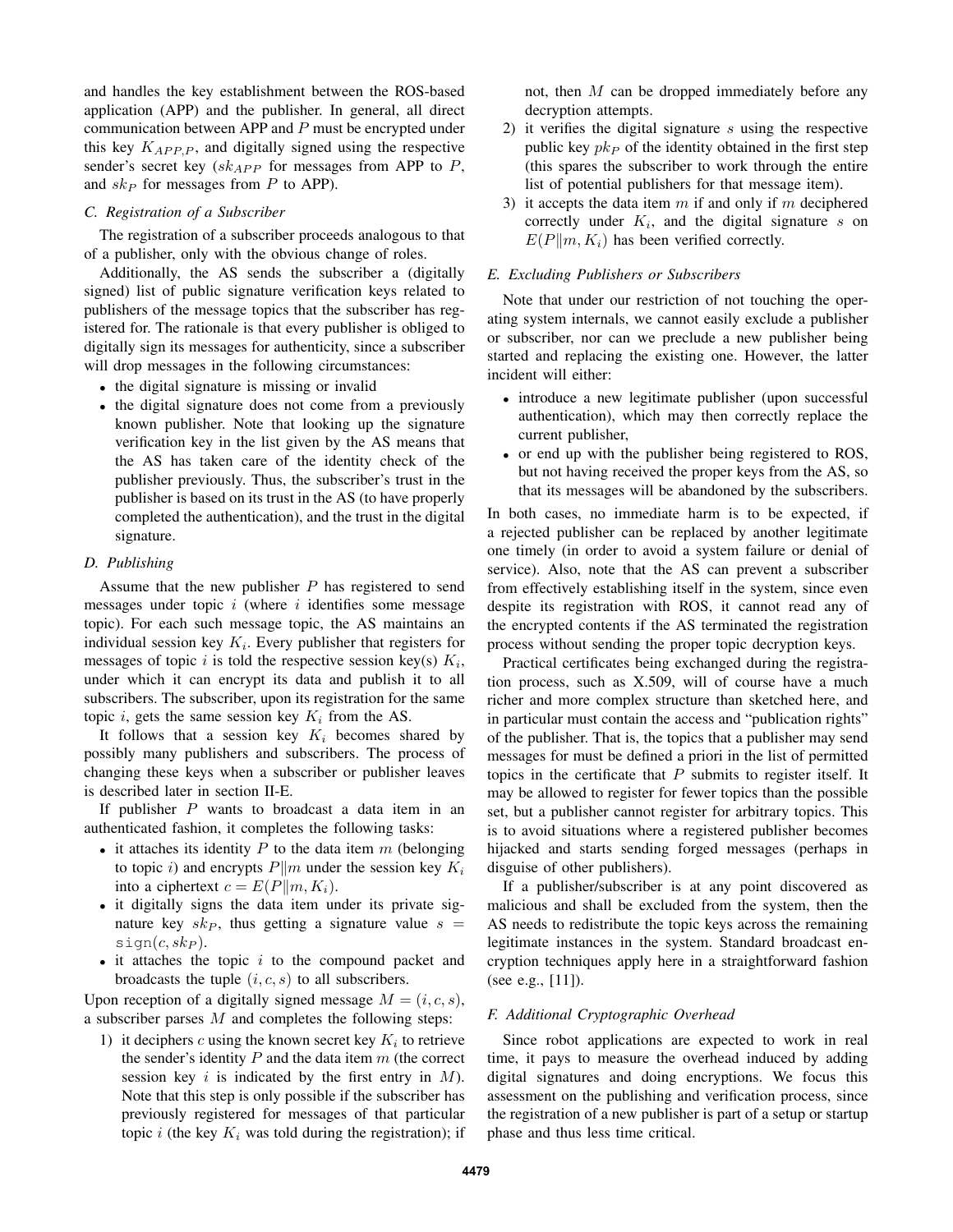and handles the key establishment between the ROS-based application (APP) and the publisher. In general, all direct communication between APP and $P$ must be encrypted under this key $K_{APP,P}$, and digitally signed using the respective sender's secret key ($sk_{APP}$ for messages from APP to $P$, and $sk_P$ for messages from $P$ to APP).

### C. Registration of a Subscriber

The registration of a subscriber proceeds analogous to that of a publisher, only with the obvious change of roles.

Additionally, the AS sends the subscriber a (digitally signed) list of public signature verification keys related to publishers of the message topics that the subscriber has registered for. The rationale is that every publisher is obliged to digitally sign its messages for authenticity, since a subscriber will drop messages in the following circumstances:

- the digital signature is missing or invalid
- the digital signature does not come from a previously known publisher. Note that looking up the signature verification key in the list given by the AS means that the AS has taken care of the identity check of the publisher previously. Thus, the subscriber's trust in the publisher is based on its trust in the AS (to have properly completed the authentication), and the trust in the digital signature.

### D. Publishing

Assume that the new publisher $P$ has registered to send messages under topic $i$ (where $i$ identifies some message topic). For each such message topic, the AS maintains an individual session key $K_i$. Every publisher that registers for messages of topic $i$ is told the respective session key(s) $K_i$, under which it can encrypt its data and publish it to all subscribers. The subscriber, upon its registration for the same topic $i$, gets the same session key $K_i$ from the AS.

It follows that a session key $K_i$ becomes shared by possibly many publishers and subscribers. The process of changing these keys when a subscriber or publisher leaves is described later in section II-E.

If publisher $P$ wants to broadcast a data item in an authenticated fashion, it completes the following tasks:

- it attaches its identity $P$ to the data item $m$ (belonging to topic $i$) and encrypts $P\|m$ under the session key $K_i$ into a ciphertext $c = E(P\|m, K_i)$.
- it digitally signs the data item under its private signature key $sk_P$, thus getting a signature value $s = \texttt{sign}(c, sk_P)$.
- it attaches the topic $i$ to the compound packet and broadcasts the tuple $(i, c, s)$ to all subscribers.

Upon reception of a digitally signed message $M = (i, c, s)$, a subscriber parses $M$ and completes the following steps:

1) it deciphers $c$ using the known secret key $K_i$ to retrieve the sender's identity $P$ and the data item $m$ (the correct session key $i$ is indicated by the first entry in $M$). Note that this step is only possible if the subscriber has previously registered for messages of that particular topic $i$ (the key $K_i$ was told during the registration); if not, then $M$ can be dropped immediately before any decryption attempts.
2) it verifies the digital signature $s$ using the respective public key $pk_P$ of the identity obtained in the first step (this spares the subscriber to work through the entire list of potential publishers for that message item).
3) it accepts the data item $m$ if and only if $m$ deciphered correctly under $K_i$, and the digital signature $s$ on $E(P\|m, K_i)$ has been verified correctly.

### E. Excluding Publishers or Subscribers

Note that under our restriction of not touching the operating system internals, we cannot easily exclude a publisher or subscriber, nor can we preclude a new publisher being started and replacing the existing one. However, the latter incident will either:

- introduce a new legitimate publisher (upon successful authentication), which may then correctly replace the current publisher,
- or end up with the publisher being registered to ROS, but not having received the proper keys from the AS, so that its messages will be abandoned by the subscribers.

In both cases, no immediate harm is to be expected, if a rejected publisher can be replaced by another legitimate one timely (in order to avoid a system failure or denial of service). Also, note that the AS can prevent a subscriber from effectively establishing itself in the system, since even despite its registration with ROS, it cannot read any of the encrypted contents if the AS terminated the registration process without sending the proper topic decryption keys.

Practical certificates being exchanged during the registration process, such as X.509, will of course have a much richer and more complex structure than sketched here, and in particular must contain the access and "publication rights" of the publisher. That is, the topics that a publisher may send messages for must be defined a priori in the list of permitted topics in the certificate that $P$ submits to register itself. It may be allowed to register for fewer topics than the possible set, but a publisher cannot register for arbitrary topics. This is to avoid situations where a registered publisher becomes hijacked and starts sending forged messages (perhaps in disguise of other publishers).

If a publisher/subscriber is at any point discovered as malicious and shall be excluded from the system, then the AS needs to redistribute the topic keys across the remaining legitimate instances in the system. Standard broadcast encryption techniques apply here in a straightforward fashion (see e.g., [11]).

### F. Additional Cryptographic Overhead

Since robot applications are expected to work in real time, it pays to measure the overhead induced by adding digital signatures and doing encryptions. We focus this assessment on the publishing and verification process, since the registration of a new publisher is part of a setup or startup phase and thus less time critical.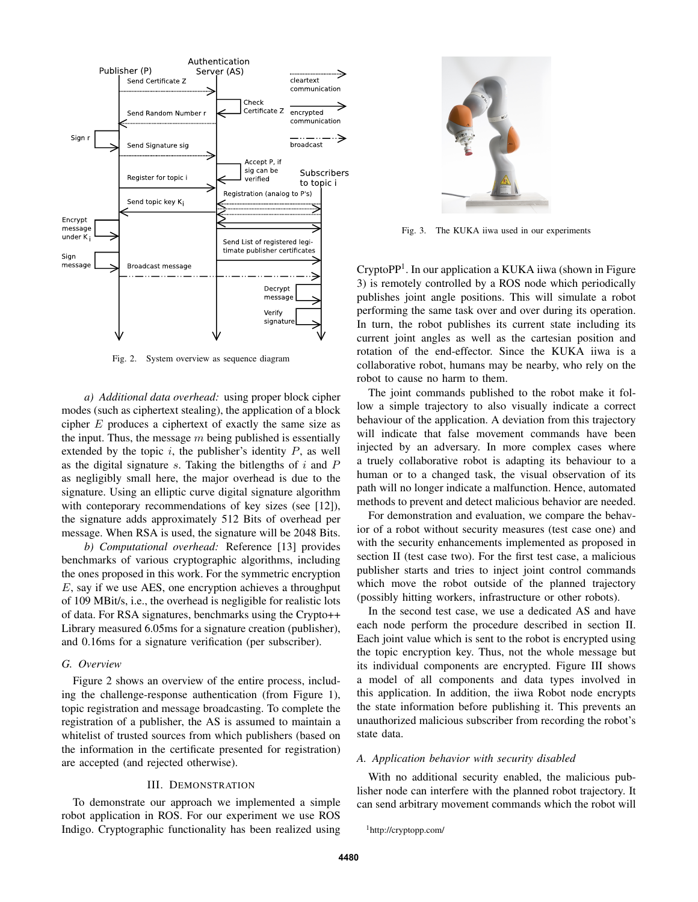Publisher (P)

Authentication Server (AS)

Send Certificate Z

Check Certificate Z

Send Random Number r

Sign r

Send Signature sig

Accept P, if sig can be verified

Register for topic i

Subscribers to topic i

Registration (analog to P's)

Send topic key $K_i$

Encrypt message under $K_i$

Send List of registered legitimate publisher certificates

Sign message

Broadcast message

Decrypt message

Verify signature

cleartext communication

encrypted communication

broadcast

Fig. 2. System overview as sequence diagram

*a) Additional data overhead:* using proper block cipher modes (such as ciphertext stealing), the application of a block cipher $E$ produces a ciphertext of exactly the same size as the input. Thus, the message $m$ being published is essentially extended by the topic $i$, the publisher's identity $P$, as well as the digital signature $s$. Taking the bitlengths of $i$ and $P$ as negligibly small here, the major overhead is due to the signature. Using an elliptic curve digital signature algorithm with conteporary recommendations of key sizes (see [12]), the signature adds approximately 512 Bits of overhead per message. When RSA is used, the signature will be 2048 Bits.

*b) Computational overhead:* Reference [13] provides benchmarks of various cryptographic algorithms, including the ones proposed in this work. For the symmetric encryption $E$, say if we use AES, one encryption achieves a throughput of 109 MBit/s, i.e., the overhead is negligible for realistic lots of data. For RSA signatures, benchmarks using the Crypto++ Library measured 6.05ms for a signature creation (publisher), and 0.16ms for a signature verification (per subscriber).

### G. Overview

Figure 2 shows an overview of the entire process, including the challenge-response authentication (from Figure 1), topic registration and message broadcasting. To complete the registration of a publisher, the AS is assumed to maintain a whitelist of trusted sources from which publishers (based on the information in the certificate presented for registration) are accepted (and rejected otherwise).

## III. Demonstration

To demonstrate our approach we implemented a simple robot application in ROS. For our experiment we use ROS Indigo. Cryptographic functionality has been realized using CryptoPP[1]. In our application a KUKA iiwa (shown in Figure 3) is remotely controlled by a ROS node which periodically publishes joint angle positions. This will simulate a robot performing the same task over and over during its operation. In turn, the robot publishes its current state including its current joint angles as well as the cartesian position and rotation of the end-effector. Since the KUKA iiwa is a collaborative robot, humans may be nearby, who rely on the robot to cause no harm to them.

Fig. 3. The KUKA iiwa used in our experiments

The joint commands published to the robot make it follow a simple trajectory to also visually indicate a correct behaviour of the application. A deviation from this trajectory will indicate that false movement commands have been injected by an adversary. In more complex cases where a truely collaborative robot is adapting its behaviour to a human or to a changed task, the visual observation of its path will no longer indicate a malfunction. Hence, automated methods to prevent and detect malicious behavior are needed.

For demonstration and evaluation, we compare the behavior of a robot without security measures (test case one) and with the security enhancements implemented as proposed in section II (test case two). For the first test case, a malicious publisher starts and tries to inject joint control commands which move the robot outside of the planned trajectory (possibly hitting workers, infrastructure or other robots).

In the second test case, we use a dedicated AS and have each node perform the procedure described in section II. Each joint value which is sent to the robot is encrypted using the topic encryption key. Thus, not the whole message but its individual components are encrypted. Figure III shows a model of all components and data types involved in this application. In addition, the iiwa Robot node encrypts the state information before publishing it. This prevents an unauthorized malicious subscriber from recording the robot's state data.

### A. Application behavior with security disabled

With no additional security enabled, the malicious publisher node can interfere with the planned robot trajectory. It can send arbitrary movement commands which the robot will

[1] http://cryptopp.com/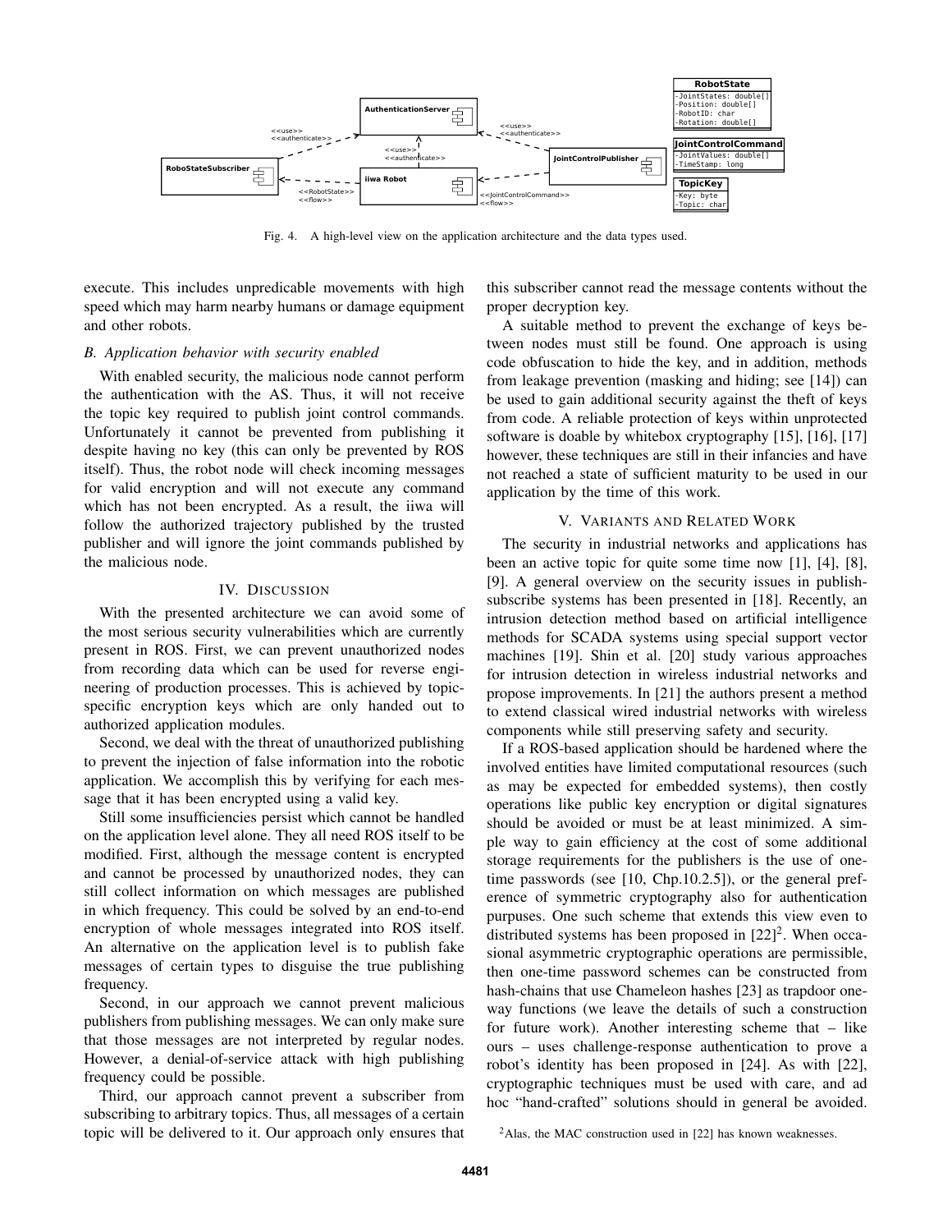Fig. 4. A high-level view on the application architecture and the data types used.

execute. This includes unpredicable movements with high speed which may harm nearby humans or damage equipment and other robots.

### B. Application behavior with security enabled

With enabled security, the malicious node cannot perform the authentication with the AS. Thus, it will not receive the topic key required to publish joint control commands. Unfortunately it cannot be prevented from publishing it despite having no key (this can only be prevented by ROS itself). Thus, the robot node will check incoming messages for valid encryption and will not execute any command which has not been encrypted. As a result, the iiwa will follow the authorized trajectory published by the trusted publisher and will ignore the joint commands published by the malicious node.

## IV. Discussion

With the presented architecture we can avoid some of the most serious security vulnerabilities which are currently present in ROS. First, we can prevent unauthorized nodes from recording data which can be used for reverse engineering of production processes. This is achieved by topic-specific encryption keys which are only handed out to authorized application modules.

Second, we deal with the threat of unauthorized publishing to prevent the injection of false information into the robotic application. We accomplish this by verifying for each message that it has been encrypted using a valid key.

Still some insufficiencies persist which cannot be handled on the application level alone. They all need ROS itself to be modified. First, although the message content is encrypted and cannot be processed by unauthorized nodes, they can still collect information on which messages are published in which frequency. This could be solved by an end-to-end encryption of whole messages integrated into ROS itself. An alternative on the application level is to publish fake messages of certain types to disguise the true publishing frequency.

Second, in our approach we cannot prevent malicious publishers from publishing messages. We can only make sure that those messages are not interpreted by regular nodes. However, a denial-of-service attack with high publishing frequency could be possible.

Third, our approach cannot prevent a subscriber from subscribing to arbitrary topics. Thus, all messages of a certain topic will be delivered to it. Our approach only ensures that this subscriber cannot read the message contents without the proper decryption key.

A suitable method to prevent the exchange of keys between nodes must still be found. One approach is using code obfuscation to hide the key, and in addition, methods from leakage prevention (masking and hiding; see [14]) can be used to gain additional security against the theft of keys from code. A reliable protection of keys within unprotected software is doable by whitebox cryptography [15], [16], [17] however, these techniques are still in their infancies and have not reached a state of sufficient maturity to be used in our application by the time of this work.

## V. Variants and Related Work

The security in industrial networks and applications has been an active topic for quite some time now [1], [4], [8], [9]. A general overview on the security issues in publish-subscribe systems has been presented in [18]. Recently, an intrusion detection method based on artificial intelligence methods for SCADA systems using special support vector machines [19]. Shin et al. [20] study various approaches for intrusion detection in wireless industrial networks and propose improvements. In [21] the authors present a method to extend classical wired industrial networks with wireless components while still preserving safety and security.

If a ROS-based application should be hardened where the involved entities have limited computational resources (such as may be expected for embedded systems), then costly operations like public key encryption or digital signatures should be avoided or must be at least minimized. A simple way to gain efficiency at the cost of some additional storage requirements for the publishers is the use of one-time passwords (see [10, Chp.10.2.5]), or the general preference of symmetric cryptography also for authentication purpuses. One such scheme that extends this view even to distributed systems has been proposed in [22][2]. When occasional asymmetric cryptographic operations are permissible, then one-time password schemes can be constructed from hash-chains that use Chameleon hashes [23] as trapdoor one-way functions (we leave the details of such a construction for future work). Another interesting scheme that – like ours – uses challenge-response authentication to prove a robot's identity has been proposed in [24]. As with [22], cryptographic techniques must be used with care, and ad hoc "hand-crafted" solutions should in general be avoided.

[2] Alas, the MAC construction used in [22] has known weaknesses.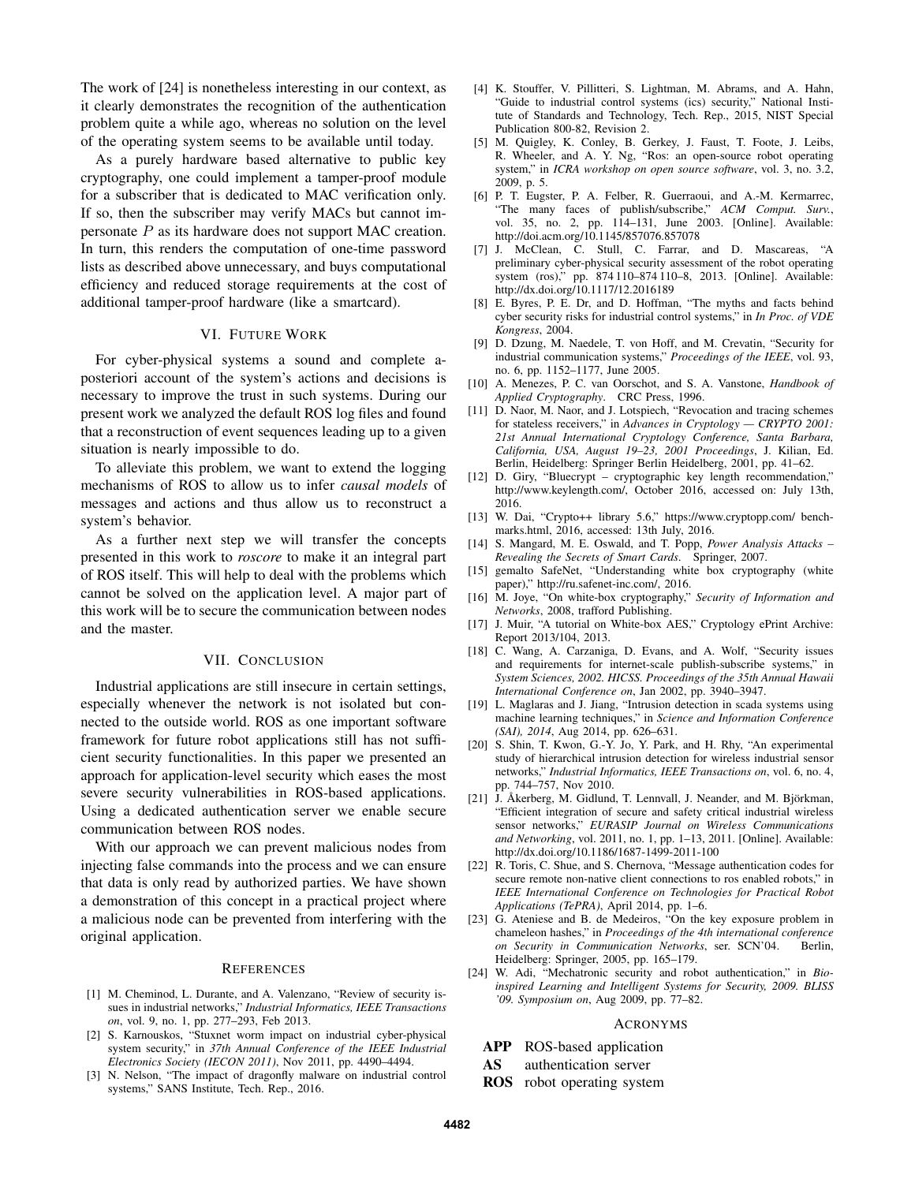The work of [24] is nonetheless interesting in our context, as it clearly demonstrates the recognition of the authentication problem quite a while ago, whereas no solution on the level of the operating system seems to be available until today.

As a purely hardware based alternative to public key cryptography, one could implement a tamper-proof module for a subscriber that is dedicated to MAC verification only. If so, then the subscriber may verify MACs but cannot impersonate $P$ as its hardware does not support MAC creation. In turn, this renders the computation of one-time password lists as described above unnecessary, and buys computational efficiency and reduced storage requirements at the cost of additional tamper-proof hardware (like a smartcard).

## VI. Future Work

For cyber-physical systems a sound and complete a-posteriori account of the system's actions and decisions is necessary to improve the trust in such systems. During our present work we analyzed the default ROS log files and found that a reconstruction of event sequences leading up to a given situation is nearly impossible to do.

To alleviate this problem, we want to extend the logging mechanisms of ROS to allow us to infer *causal models* of messages and actions and thus allow us to reconstruct a system's behavior.

As a further next step we will transfer the concepts presented in this work to *roscore* to make it an integral part of ROS itself. This will help to deal with the problems which cannot be solved on the application level. A major part of this work will be to secure the communication between nodes and the master.

## VII. Conclusion

Industrial applications are still insecure in certain settings, especially whenever the network is not isolated but connected to the outside world. ROS as one important software framework for future robot applications still has not sufficient security functionalities. In this paper we presented an approach for application-level security which eases the most severe security vulnerabilities in ROS-based applications. Using a dedicated authentication server we enable secure communication between ROS nodes.

With our approach we can prevent malicious nodes from injecting false commands into the process and we can ensure that data is only read by authorized parties. We have shown a demonstration of this concept in a practical project where a malicious node can be prevented from interfering with the original application.

## References

[1] M. Cheminod, L. Durante, and A. Valenzano, "Review of security issues in industrial networks," *Industrial Informatics, IEEE Transactions on*, vol. 9, no. 1, pp. 277–293, Feb 2013.

[2] S. Karnouskos, "Stuxnet worm impact on industrial cyber-physical system security," in *37th Annual Conference of the IEEE Industrial Electronics Society (IECON 2011)*, Nov 2011, pp. 4490–4494.

[3] N. Nelson, "The impact of dragonfly malware on industrial control systems," SANS Institute, Tech. Rep., 2016.

[4] K. Stouffer, V. Pillitteri, S. Lightman, M. Abrams, and A. Hahn, "Guide to industrial control systems (ics) security," National Institute of Standards and Technology, Tech. Rep., 2015, NIST Special Publication 800-82, Revision 2.

[5] M. Quigley, K. Conley, B. Gerkey, J. Faust, T. Foote, J. Leibs, R. Wheeler, and A. Y. Ng, "Ros: an open-source robot operating system," in *ICRA workshop on open source software*, vol. 3, no. 3.2, 2009, p. 5.

[6] P. T. Eugster, P. A. Felber, R. Guerraoui, and A.-M. Kermarrec, "The many faces of publish/subscribe," *ACM Comput. Surv.*, vol. 35, no. 2, pp. 114–131, June 2003. [Online]. Available: http://doi.acm.org/10.1145/857076.857078

[7] J. McClean, C. Stull, C. Farrar, and D. Mascareas, "A preliminary cyber-physical security assessment of the robot operating system (ros)," pp. 874 110–874 110–8, 2013. [Online]. Available: http://dx.doi.org/10.1117/12.2016189

[8] E. Byres, P. E. Dr, and D. Hoffman, "The myths and facts behind cyber security risks for industrial control systems," in *In Proc. of VDE Kongress*, 2004.

[9] D. Dzung, M. Naedele, T. von Hoff, and M. Crevatin, "Security for industrial communication systems," *Proceedings of the IEEE*, vol. 93, no. 6, pp. 1152–1177, June 2005.

[10] A. Menezes, P. C. van Oorschot, and S. A. Vanstone, *Handbook of Applied Cryptography*. CRC Press, 1996.

[11] D. Naor, M. Naor, and J. Lotspiech, "Revocation and tracing schemes for stateless receivers," in *Advances in Cryptology — CRYPTO 2001: 21st Annual International Cryptology Conference, Santa Barbara, California, USA, August 19–23, 2001 Proceedings*, J. Kilian, Ed. Berlin, Heidelberg: Springer Berlin Heidelberg, 2001, pp. 41–62.

[12] D. Giry, "Bluecrypt – cryptographic key length recommendation," http://www.keylength.com/, October 2016, accessed on: July 13th, 2016.

[13] W. Dai, "Crypto++ library 5.6," https://www.cryptopp.com/ benchmarks.html, 2016, accessed: 13th July, 2016.

[14] S. Mangard, M. E. Oswald, and T. Popp, *Power Analysis Attacks – Revealing the Secrets of Smart Cards*. Springer, 2007.

[15] gemalto SafeNet, "Understanding white box cryptography (white paper)," http://ru.safenet-inc.com/, 2016.

[16] M. Joye, "On white-box cryptography," *Security of Information and Networks*, 2008, trafford Publishing.

[17] J. Muir, "A tutorial on White-box AES," Cryptology ePrint Archive: Report 2013/104, 2013.

[18] C. Wang, A. Carzaniga, D. Evans, and A. Wolf, "Security issues and requirements for internet-scale publish-subscribe systems," in *System Sciences, 2002. HICSS. Proceedings of the 35th Annual Hawaii International Conference on*, Jan 2002, pp. 3940–3947.

[19] L. Maglaras and J. Jiang, "Intrusion detection in scada systems using machine learning techniques," in *Science and Information Conference (SAI), 2014*, Aug 2014, pp. 626–631.

[20] S. Shin, T. Kwon, G.-Y. Jo, Y. Park, and H. Rhy, "An experimental study of hierarchical intrusion detection for wireless industrial sensor networks," *Industrial Informatics, IEEE Transactions on*, vol. 6, no. 4, pp. 744–757, Nov 2010.

[21] J. Åkerberg, M. Gidlund, T. Lennvall, J. Neander, and M. Björkman, "Efficient integration of secure and safety critical industrial wireless sensor networks," *EURASIP Journal on Wireless Communications and Networking*, vol. 2011, no. 1, pp. 1–13, 2011. [Online]. Available: http://dx.doi.org/10.1186/1687-1499-2011-100

[22] R. Toris, C. Shue, and S. Chernova, "Message authentication codes for secure remote non-native client connections to ros enabled robots," in *IEEE International Conference on Technologies for Practical Robot Applications (TePRA)*, April 2014, pp. 1–6.

[23] G. Ateniese and B. de Medeiros, "On the key exposure problem in chameleon hashes," in *Proceedings of the 4th international conference on Security in Communication Networks*, ser. SCN'04. Berlin, Heidelberg: Springer, 2005, pp. 165–179.

[24] W. Adi, "Mechatronic security and robot authentication," in *Bio-inspired Learning and Intelligent Systems for Security, 2009. BLISS '09. Symposium on*, Aug 2009, pp. 77–82.

## Acronyms

**APP** ROS-based application

**AS** authentication server

**ROS** robot operating system